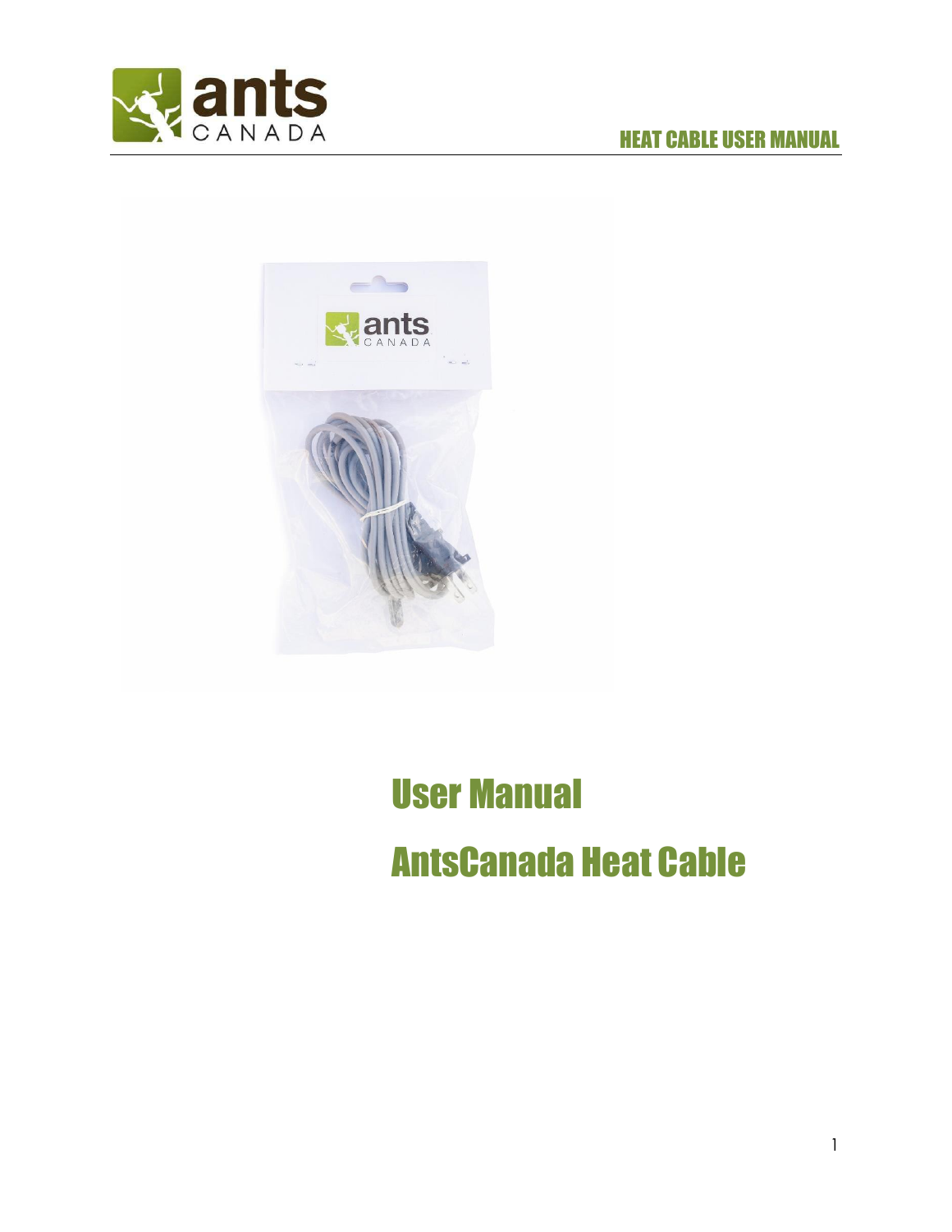# User Manual

# AntsCanada Heat Cable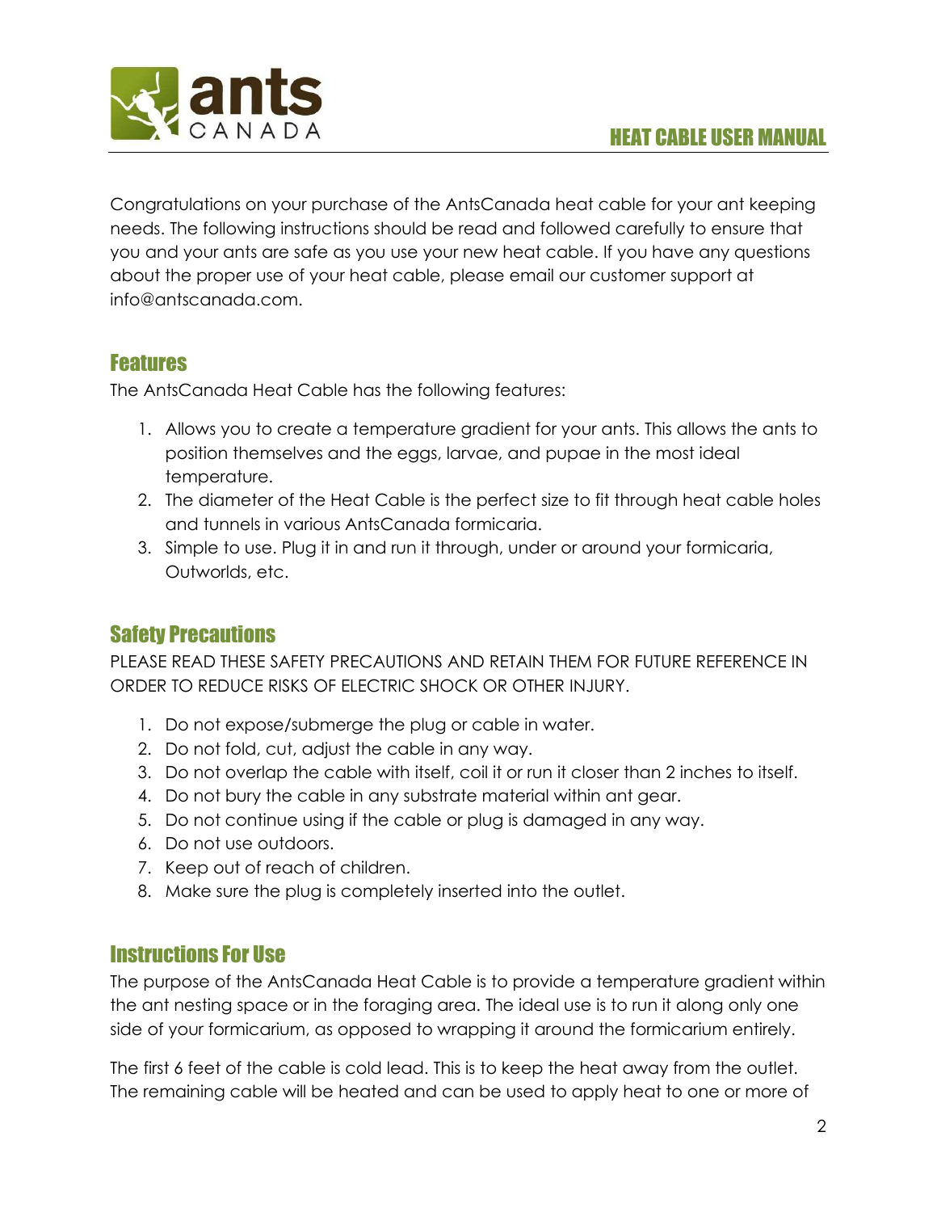# HEAT CABLE USER MANUAL

Congratulations on your purchase of the AntsCanada heat cable for your ant keeping needs. The following instructions should be read and followed carefully to ensure that you and your ants are safe as you use your new heat cable. If you have any questions about the proper use of your heat cable, please email our customer support at info@antscanada.com.

## Features

The AntsCanada Heat Cable has the following features:

1. Allows you to create a temperature gradient for your ants. This allows the ants to position themselves and the eggs, larvae, and pupae in the most ideal temperature.
2. The diameter of the Heat Cable is the perfect size to fit through heat cable holes and tunnels in various AntsCanada formicaria.
3. Simple to use. Plug it in and run it through, under or around your formicaria, Outworlds, etc.

## Safety Precautions

PLEASE READ THESE SAFETY PRECAUTIONS AND RETAIN THEM FOR FUTURE REFERENCE IN ORDER TO REDUCE RISKS OF ELECTRIC SHOCK OR OTHER INJURY.

1. Do not expose/submerge the plug or cable in water.
2. Do not fold, cut, adjust the cable in any way.
3. Do not overlap the cable with itself, coil it or run it closer than 2 inches to itself.
4. Do not bury the cable in any substrate material within ant gear.
5. Do not continue using if the cable or plug is damaged in any way.
6. Do not use outdoors.
7. Keep out of reach of children.
8. Make sure the plug is completely inserted into the outlet.

## Instructions For Use

The purpose of the AntsCanada Heat Cable is to provide a temperature gradient within the ant nesting space or in the foraging area. The ideal use is to run it along only one side of your formicarium, as opposed to wrapping it around the formicarium entirely.

The first 6 feet of the cable is cold lead. This is to keep the heat away from the outlet. The remaining cable will be heated and can be used to apply heat to one or more of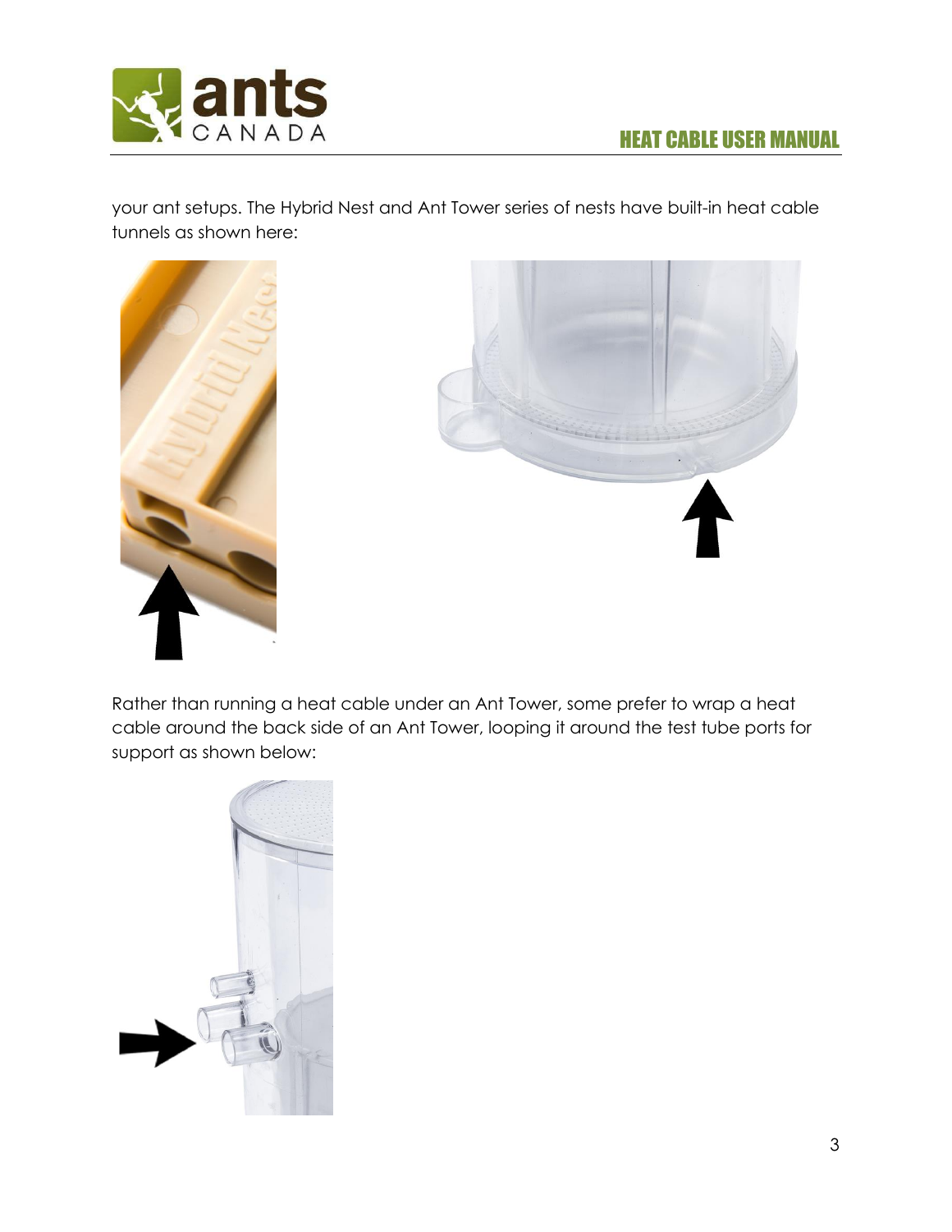your ant setups. The Hybrid Nest and Ant Tower series of nests have built-in heat cable tunnels as shown here:

Rather than running a heat cable under an Ant Tower, some prefer to wrap a heat cable around the back side of an Ant Tower, looping it around the test tube ports for support as shown below: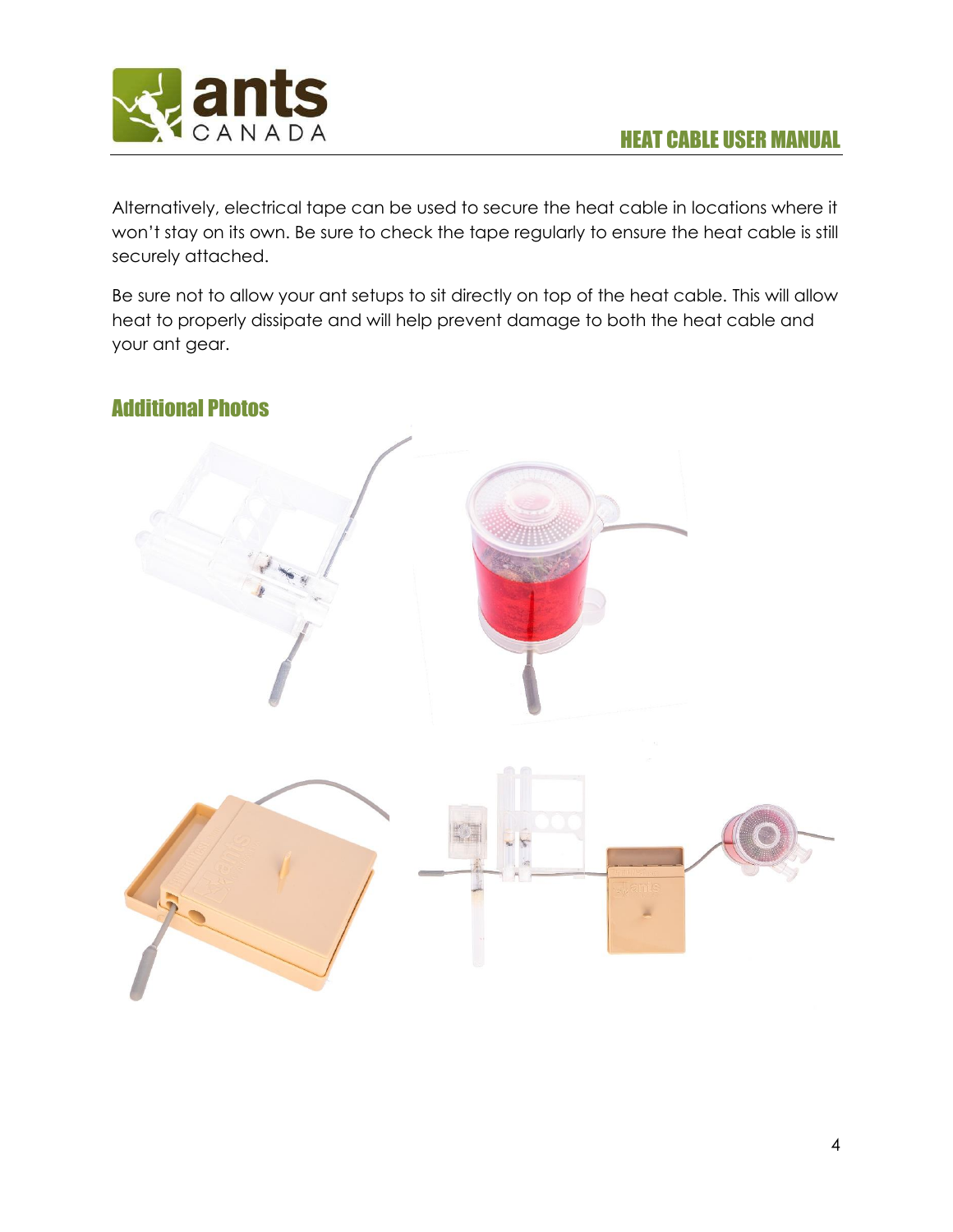Alternatively, electrical tape can be used to secure the heat cable in locations where it won't stay on its own. Be sure to check the tape regularly to ensure the heat cable is still securely attached.

Be sure not to allow your ant setups to sit directly on top of the heat cable. This will allow heat to properly dissipate and will help prevent damage to both the heat cable and your ant gear.

## Additional Photos